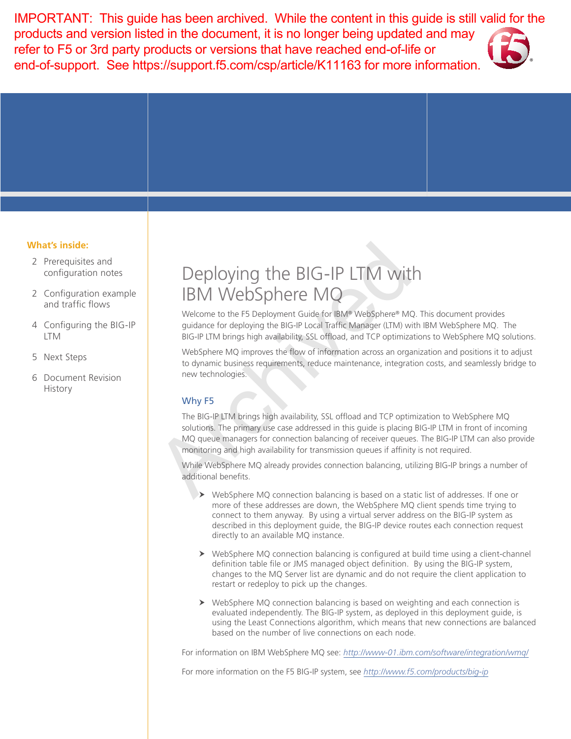IMPORTANT: This guide has been archived. While the content in this guide is still valid for the products and version listed in the document, it is no longer being updated and may refer to F5 or 3rd party products or versions that have reached end-of-life or end-of-support. See https://support.f5.com/csp/article/K11163 for more information.

**What's inside:**

2 Prerequisites and configuration notes

2 Configuration example and traffic flows

4 Configuring the BIG-IP LTM

5 Next Steps

6 Document Revision History

# Deploying the BIG-IP LTM with IBM WebSphere MQ

Welcome to the F5 Deployment Guide for IBM® WebSphere® MQ. This document provides guidance for deploying the BIG-IP Local Traffic Manager (LTM) with IBM WebSphere MQ. The BIG-IP LTM brings high availability, SSL offload, and TCP optimizations to WebSphere MQ solutions.

WebSphere MQ improves the flow of information across an organization and positions it to adjust to dynamic business requirements, reduce maintenance, integration costs, and seamlessly bridge to new technologies.

## Why F5

The BIG-IP LTM brings high availability, SSL offload and TCP optimization to WebSphere MQ solutions. The primary use case addressed in this guide is placing BIG-IP LTM in front of incoming MQ queue managers for connection balancing of receiver queues. The BIG-IP LTM can also provide monitoring and high availability for transmission queues if affinity is not required.

While WebSphere MQ already provides connection balancing, utilizing BIG-IP brings a number of additional benefits.

- WebSphere MQ connection balancing is based on a static list of addresses. If one or more of these addresses are down, the WebSphere MQ client spends time trying to connect to them anyway. By using a virtual server address on the BIG-IP system as described in this deployment guide, the BIG-IP device routes each connection request directly to an available MQ instance.

- WebSphere MQ connection balancing is configured at build time using a client-channel definition table file or JMS managed object definition. By using the BIG-IP system, changes to the MQ Server list are dynamic and do not require the client application to restart or redeploy to pick up the changes.

- WebSphere MQ connection balancing is based on weighting and each connection is evaluated independently. The BIG-IP system, as deployed in this deployment guide, is using the Least Connections algorithm, which means that new connections are balanced based on the number of live connections on each node.

For information on IBM WebSphere MQ see: *http://www-01.ibm.com/software/integration/wmq/*

For more information on the F5 BIG-IP system, see *http://www.f5.com/products/big-ip*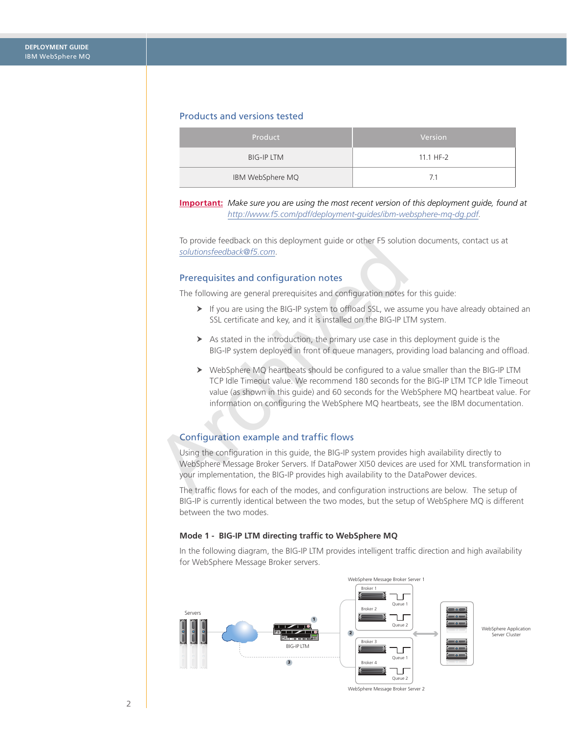## Products and versions tested

| Product | Version |
|---|---|
| BIG-IP LTM | 11.1 HF-2 |
| IBM WebSphere MQ | 7.1 |

**Important:** *Make sure you are using the most recent version of this deployment guide, found at* *http://www.f5.com/pdf/deployment-guides/ibm-websphere-mq-dg.pdf.*

To provide feedback on this deployment guide or other F5 solution documents, contact us at *solutionsfeedback@f5.com*.

## Prerequisites and configuration notes

The following are general prerequisites and configuration notes for this guide:

- If you are using the BIG-IP system to offload SSL, we assume you have already obtained an SSL certificate and key, and it is installed on the BIG-IP LTM system.
- As stated in the introduction, the primary use case in this deployment guide is the BIG-IP system deployed in front of queue managers, providing load balancing and offload.
- WebSphere MQ heartbeats should be configured to a value smaller than the BIG-IP LTM TCP Idle Timeout value. We recommend 180 seconds for the BIG-IP LTM TCP Idle Timeout value (as shown in this guide) and 60 seconds for the WebSphere MQ heartbeat value. For information on configuring the WebSphere MQ heartbeats, see the IBM documentation.

## Configuration example and traffic flows

Using the configuration in this guide, the BIG-IP system provides high availability directly to WebSphere Message Broker Servers. If DataPower XI50 devices are used for XML transformation in your implementation, the BIG-IP provides high availability to the DataPower devices.

The traffic flows for each of the modes, and configuration instructions are below. The setup of BIG-IP is currently identical between the two modes, but the setup of WebSphere MQ is different between the two modes.

### Mode 1 - BIG-IP LTM directing traffic to WebSphere MQ

In the following diagram, the BIG-IP LTM provides intelligent traffic direction and high availability for WebSphere Message Broker servers.

Servers | BIG-IP LTM | WebSphere Message Broker Server 1 (Broker 1, Queue 1, Broker 2, Queue 2) | WebSphere Message Broker Server 2 (Broker 3, Queue 1, Broker 4, Queue 2) | WebSphere Application Server Cluster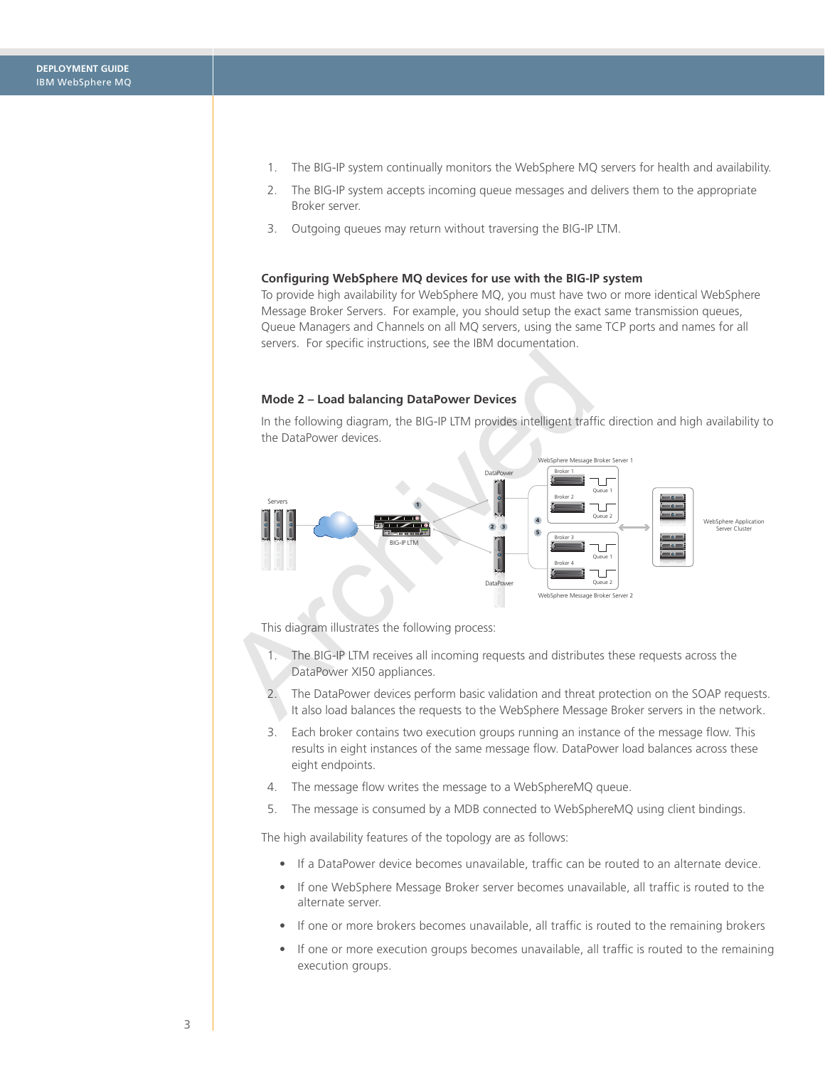1. The BIG-IP system continually monitors the WebSphere MQ servers for health and availability.
2. The BIG-IP system accepts incoming queue messages and delivers them to the appropriate Broker server.
3. Outgoing queues may return without traversing the BIG-IP LTM.

**Configuring WebSphere MQ devices for use with the BIG-IP system**

To provide high availability for WebSphere MQ, you must have two or more identical WebSphere Message Broker Servers. For example, you should setup the exact same transmission queues, Queue Managers and Channels on all MQ servers, using the same TCP ports and names for all servers. For specific instructions, see the IBM documentation.

### Mode 2 – Load balancing DataPower Devices

In the following diagram, the BIG-IP LTM provides intelligent traffic direction and high availability to the DataPower devices.

This diagram illustrates the following process:

1. The BIG-IP LTM receives all incoming requests and distributes these requests across the DataPower XI50 appliances.
2. The DataPower devices perform basic validation and threat protection on the SOAP requests. It also load balances the requests to the WebSphere Message Broker servers in the network.
3. Each broker contains two execution groups running an instance of the message flow. This results in eight instances of the same message flow. DataPower load balances across these eight endpoints.
4. The message flow writes the message to a WebSphereMQ queue.
5. The message is consumed by a MDB connected to WebSphereMQ using client bindings.

The high availability features of the topology are as follows:

- If a DataPower device becomes unavailable, traffic can be routed to an alternate device.
- If one WebSphere Message Broker server becomes unavailable, all traffic is routed to the alternate server.
- If one or more brokers becomes unavailable, all traffic is routed to the remaining brokers
- If one or more execution groups becomes unavailable, all traffic is routed to the remaining execution groups.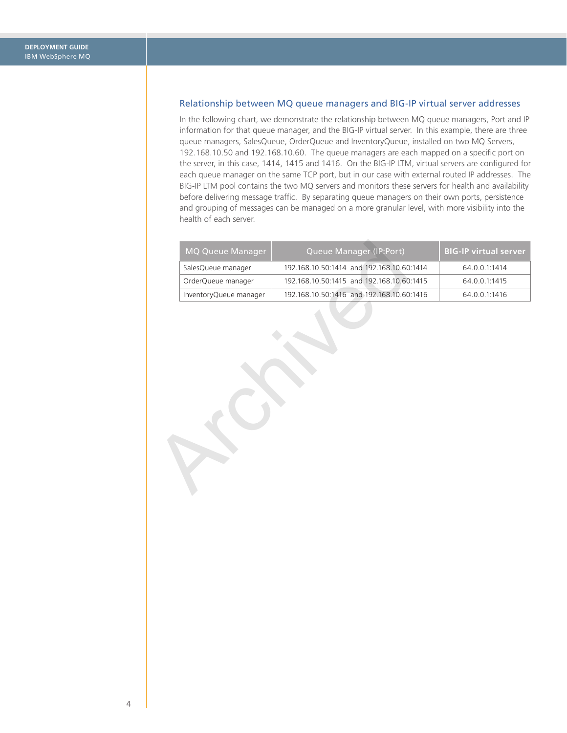## Relationship between MQ queue managers and BIG-IP virtual server addresses

In the following chart, we demonstrate the relationship between MQ queue managers, Port and IP information for that queue manager, and the BIG-IP virtual server. In this example, there are three queue managers, SalesQueue, OrderQueue and InventoryQueue, installed on two MQ Servers, 192.168.10.50 and 192.168.10.60. The queue managers are each mapped on a specific port on the server, in this case, 1414, 1415 and 1416. On the BIG-IP LTM, virtual servers are configured for each queue manager on the same TCP port, but in our case with external routed IP addresses. The BIG-IP LTM pool contains the two MQ servers and monitors these servers for health and availability before delivering message traffic. By separating queue managers on their own ports, persistence and grouping of messages can be managed on a more granular level, with more visibility into the health of each server.

| MQ Queue Manager | Queue Manager (IP:Port) | BIG-IP virtual server |
|---|---|---|
| SalesQueue manager | 192.168.10.50:1414 and 192.168.10.60:1414 | 64.0.0.1:1414 |
| OrderQueue manager | 192.168.10.50:1415 and 192.168.10.60:1415 | 64.0.0.1:1415 |
| InventoryQueue manager | 192.168.10.50:1416 and 192.168.10.60:1416 | 64.0.0.1:1416 |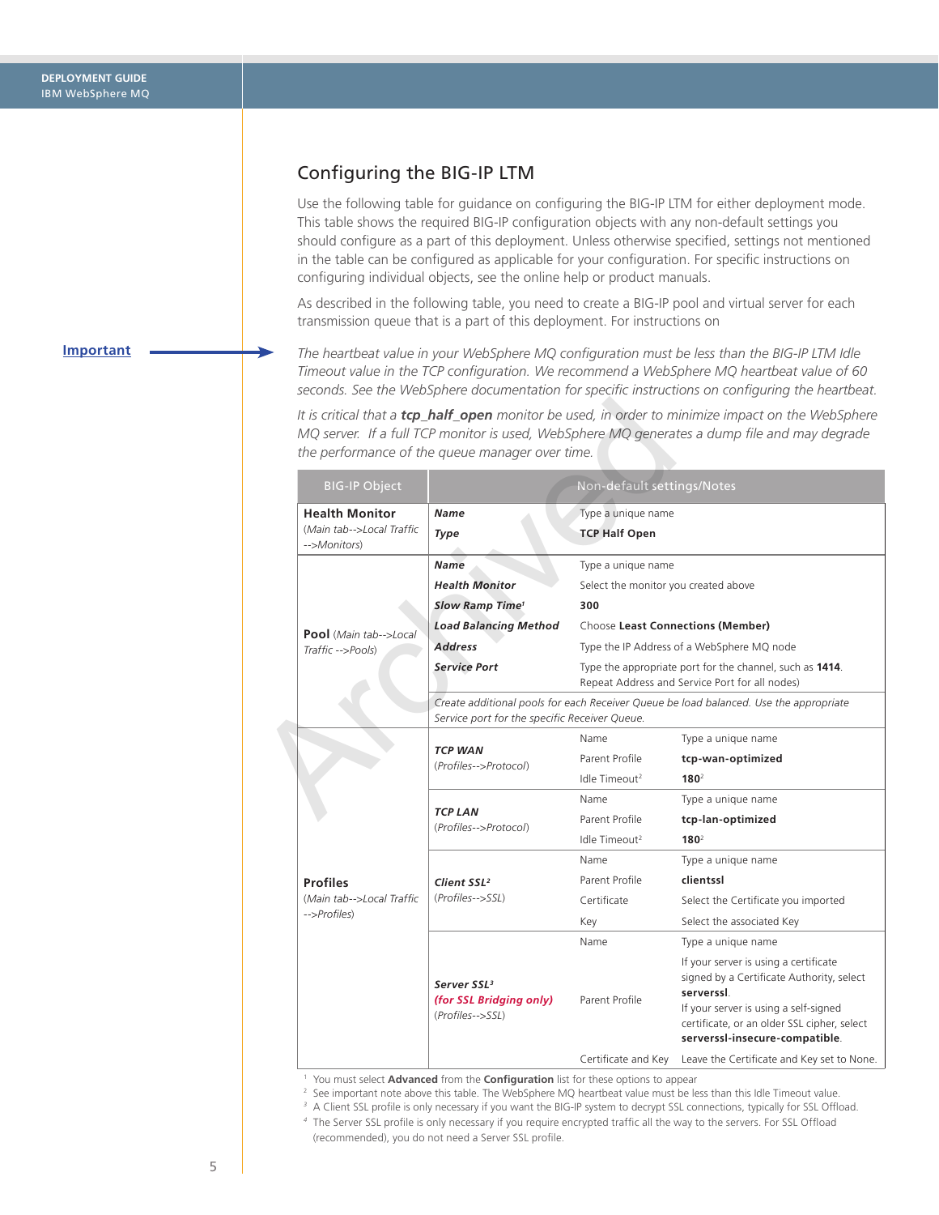## Configuring the BIG-IP LTM

Use the following table for guidance on configuring the BIG-IP LTM for either deployment mode. This table shows the required BIG-IP configuration objects with any non-default settings you should configure as a part of this deployment. Unless otherwise specified, settings not mentioned in the table can be configured as applicable for your configuration. For specific instructions on configuring individual objects, see the online help or product manuals.

As described in the following table, you need to create a BIG-IP pool and virtual server for each transmission queue that is a part of this deployment. For instructions on

**Important**

*The heartbeat value in your WebSphere MQ configuration must be less than the BIG-IP LTM Idle Timeout value in the TCP configuration. We recommend a WebSphere MQ heartbeat value of 60 seconds. See the WebSphere documentation for specific instructions on configuring the heartbeat.*

*It is critical that a* ***tcp_half_open*** *monitor be used, in order to minimize impact on the WebSphere MQ server. If a full TCP monitor is used, WebSphere MQ generates a dump file and may degrade the performance of the queue manager over time.*

| BIG-IP Object | Non-default settings/Notes | | |
|---|---|---|---|
| **Health Monitor** (*Main tab-->Local Traffic -->Monitors*) | ***Name*** | Type a unique name | |
| | ***Type*** | **TCP Half Open** | |
| **Pool** (*Main tab-->Local Traffic -->Pools*) | ***Name*** | Type a unique name | |
| | ***Health Monitor*** | Select the monitor you created above | |
| | ***Slow Ramp Time***[1] | **300** | |
| | ***Load Balancing Method*** | Choose **Least Connections (Member)** | |
| | ***Address*** | Type the IP Address of a WebSphere MQ node | |
| | ***Service Port*** | Type the appropriate port for the channel, such as **1414**. Repeat Address and Service Port for all nodes) | |
| | *Create additional pools for each Receiver Queue be load balanced. Use the appropriate Service port for the specific Receiver Queue.* | | |
| **Profiles** (*Main tab-->Local Traffic -->Profiles*) | ***TCP WAN*** (*Profiles-->Protocol*) | Name | Type a unique name |
| | | Parent Profile | **tcp-wan-optimized** |
| | | Idle Timeout[2] | **180**[2] |
| | ***TCP LAN*** (*Profiles-->Protocol*) | Name | Type a unique name |
| | | Parent Profile | **tcp-lan-optimized** |
| | | Idle Timeout[2] | **180**[2] |
| | ***Client SSL***[2] (*Profiles-->SSL*) | Name | Type a unique name |
| | | Parent Profile | **clientssl** |
| | | Certificate | Select the Certificate you imported |
| | | Key | Select the associated Key |
| | ***Server SSL***[3] ***(for SSL Bridging only)*** (*Profiles-->SSL*) | Name | Type a unique name |
| | | Parent Profile | If your server is using a certificate signed by a Certificate Authority, select **serverssl**. If your server is using a self-signed certificate, or an older SSL cipher, select **serverssl-insecure-compatible**. |
| | | Certificate and Key | Leave the Certificate and Key set to None. |

[1] You must select **Advanced** from the **Configuration** list for these options to appear
[2] See important note above this table. The WebSphere MQ heartbeat value must be less than this Idle Timeout value.
[3] A Client SSL profile is only necessary if you want the BIG-IP system to decrypt SSL connections, typically for SSL Offload.
[4] The Server SSL profile is only necessary if you require encrypted traffic all the way to the servers. For SSL Offload (recommended), you do not need a Server SSL profile.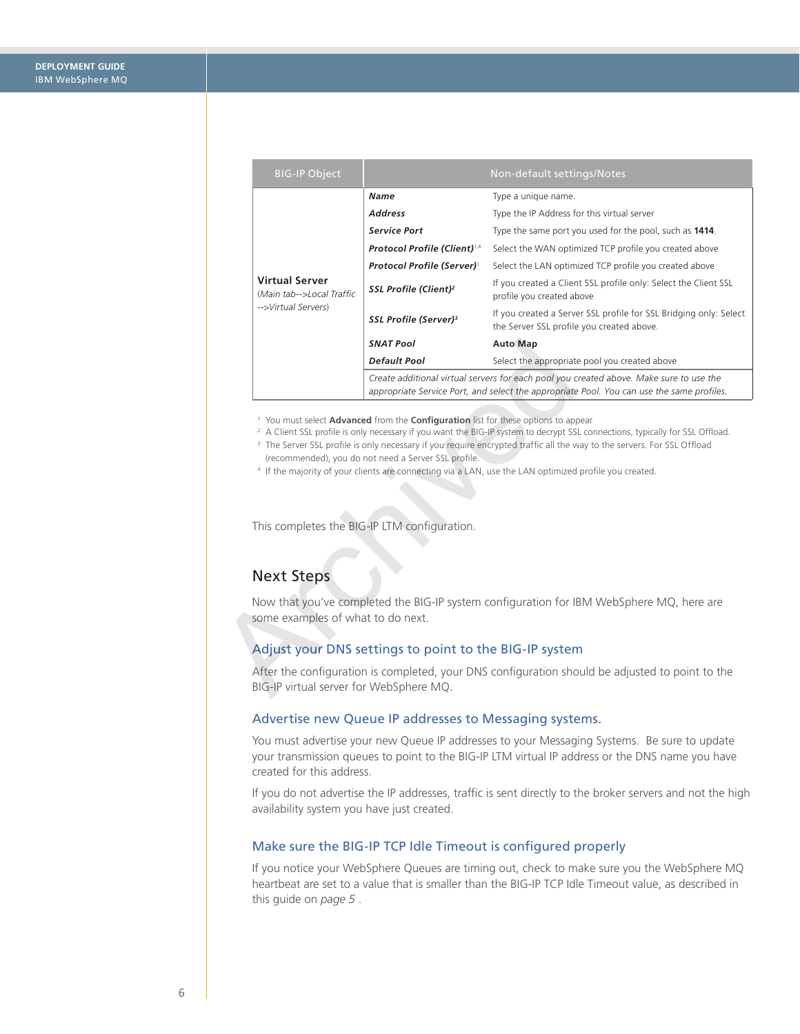| BIG-IP Object | Non-default settings/Notes | |
|---|---|---|
| **Virtual Server** (*Main tab-->Local Traffic -->Virtual Servers*) | ***Name*** | Type a unique name. |
| | ***Address*** | Type the IP Address for this virtual server |
| | ***Service Port*** | Type the same port you used for the pool, such as **1414**. |
| | ***Protocol Profile (Client)***[1,4] | Select the WAN optimized TCP profile you created above |
| | ***Protocol Profile (Server)***[1] | Select the LAN optimized TCP profile you created above |
| | ***SSL Profile (Client)***[2] | If you created a Client SSL profile only: Select the Client SSL profile you created above |
| | ***SSL Profile (Server)***[3] | If you created a Server SSL profile for SSL Bridging only: Select the Server SSL profile you created above. |
| | ***SNAT Pool*** | **Auto Map** |
| | ***Default Pool*** | Select the appropriate pool you created above |
| | *Create additional virtual servers for each pool you created above. Make sure to use the appropriate Service Port, and select the appropriate Pool. You can use the same profiles.* | |

[1] You must select **Advanced** from the **Configuration** list for these options to appear

[2] A Client SSL profile is only necessary if you want the BIG-IP system to decrypt SSL connections, typically for SSL Offload.

[3] The Server SSL profile is only necessary if you require encrypted traffic all the way to the servers. For SSL Offload (recommended), you do not need a Server SSL profile.

[4] If the majority of your clients are connecting via a LAN, use the LAN optimized profile you created.

This completes the BIG-IP LTM configuration.

## Next Steps

Now that you've completed the BIG-IP system configuration for IBM WebSphere MQ, here are some examples of what to do next.

### Adjust your DNS settings to point to the BIG-IP system

After the configuration is completed, your DNS configuration should be adjusted to point to the BIG-IP virtual server for WebSphere MQ.

### Advertise new Queue IP addresses to Messaging systems.

You must advertise your new Queue IP addresses to your Messaging Systems. Be sure to update your transmission queues to point to the BIG-IP LTM virtual IP address or the DNS name you have created for this address.

If you do not advertise the IP addresses, traffic is sent directly to the broker servers and not the high availability system you have just created.

### Make sure the BIG-IP TCP Idle Timeout is configured properly

If you notice your WebSphere Queues are timing out, check to make sure you the WebSphere MQ heartbeat are set to a value that is smaller than the BIG-IP TCP Idle Timeout value, as described in this guide on *page 5* .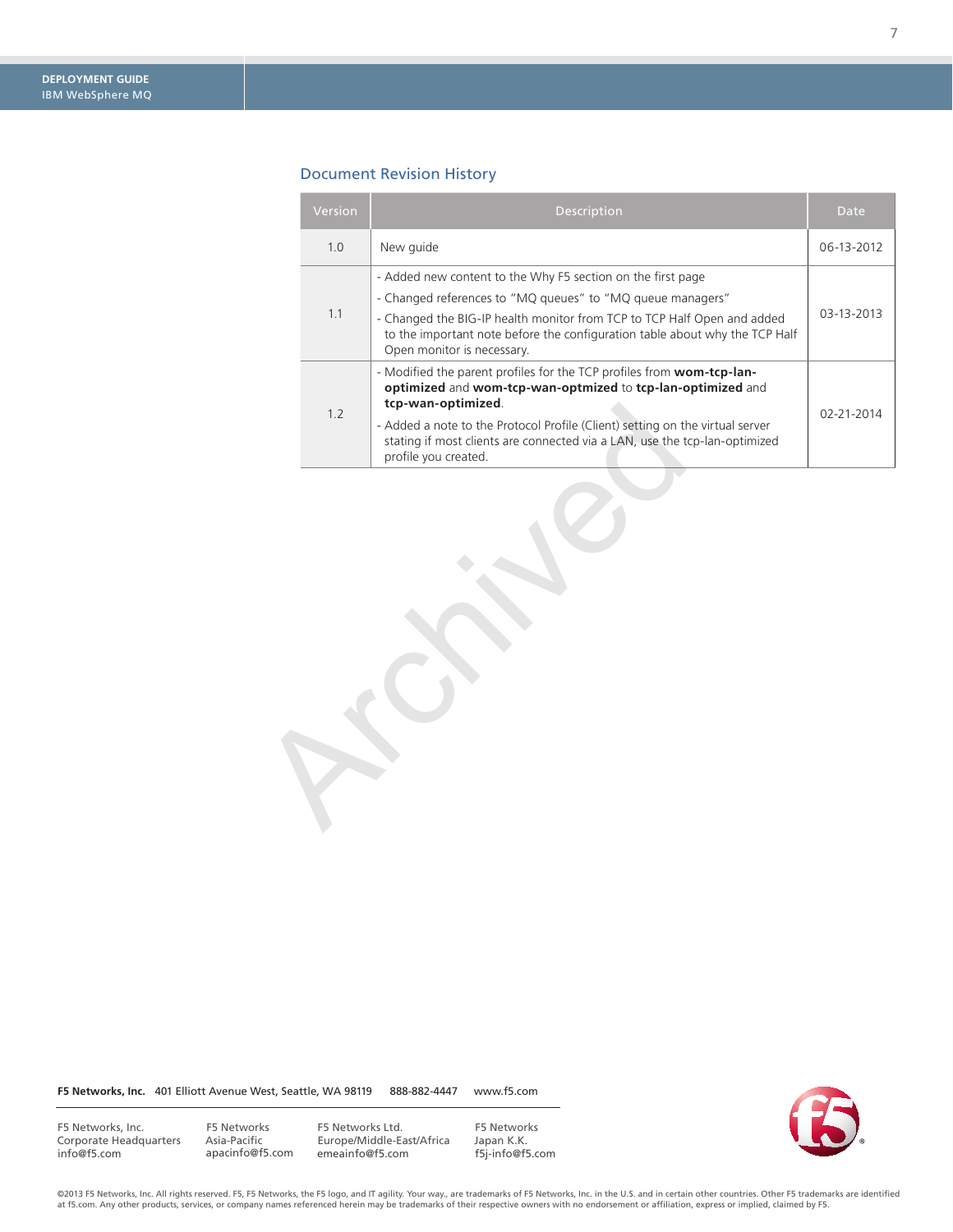## Document Revision History

| Version | Description | Date |
|---|---|---|
| 1.0 | New guide | 06-13-2012 |
| 1.1 | - Added new content to the Why F5 section on the first page<br>- Changed references to "MQ queues" to "MQ queue managers"<br>- Changed the BIG-IP health monitor from TCP to TCP Half Open and added to the important note before the configuration table about why the TCP Half Open monitor is necessary. | 03-13-2013 |
| 1.2 | - Modified the parent profiles for the TCP profiles from **wom-tcp-lan-optimized** and **wom-tcp-wan-optmized** to **tcp-lan-optimized** and **tcp-wan-optimized**.<br>- Added a note to the Protocol Profile (Client) setting on the virtual server stating if most clients are connected via a LAN, use the tcp-lan-optimized profile you created. | 02-21-2014 |

**F5 Networks, Inc.** 401 Elliott Avenue West, Seattle, WA 98119 888-882-4447 www.f5.com

F5 Networks, Inc.
Corporate Headquarters
info@f5.com

F5 Networks
Asia-Pacific
apacinfo@f5.com

F5 Networks Ltd.
Europe/Middle-East/Africa
emeainfo@f5.com

F5 Networks
Japan K.K.
f5j-info@f5.com

©2013 F5 Networks, Inc. All rights reserved. F5, F5 Networks, the F5 logo, and IT agility. Your way., are trademarks of F5 Networks, Inc. in the U.S. and in certain other countries. Other F5 trademarks are identified at f5.com. Any other products, services, or company names referenced herein may be trademarks of their respective owners with no endorsement or affiliation, express or implied, claimed by F5.